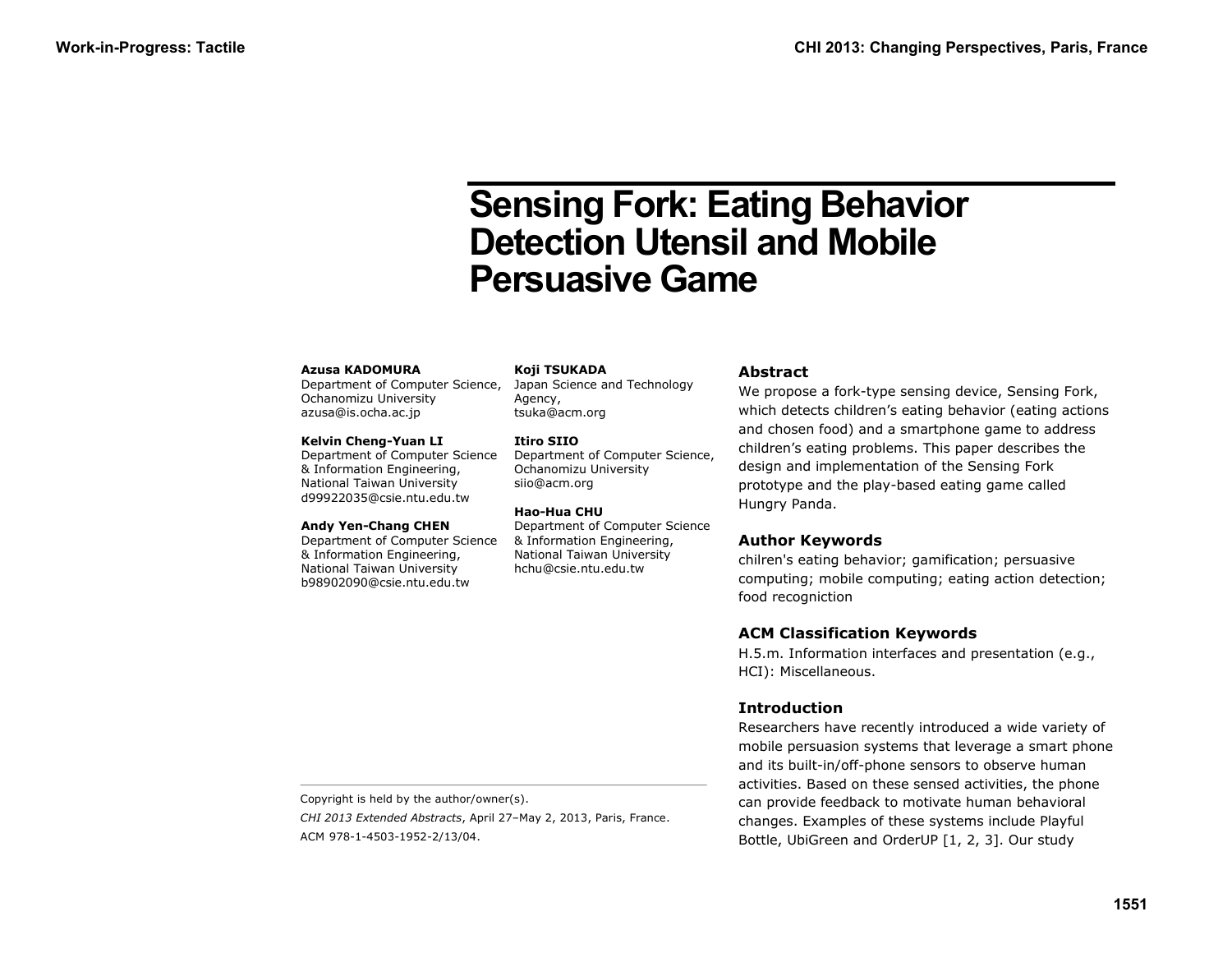# Sensing Fork: Eating Behavior Detection Utensil and Mobile Persuasive Game

**Azusa KADOMURA**
Department of Computer Science,
Ochanomizu University
azusa@is.ocha.ac.jp

**Kelvin Cheng-Yuan LI**
Department of Computer Science
& Information Engineering,
National Taiwan University
d99922035@csie.ntu.edu.tw

**Andy Yen-Chang CHEN**
Department of Computer Science
& Information Engineering,
National Taiwan University
b98902090@csie.ntu.edu.tw

**Koji TSUKADA**
Japan Science and Technology
Agency,
tsuka@acm.org

**Itiro SIIO**
Department of Computer Science,
Ochanomizu University
siio@acm.org

**Hao-Hua CHU**
Department of Computer Science
& Information Engineering,
National Taiwan University
hchu@csie.ntu.edu.tw

Copyright is held by the author/owner(s).

*CHI 2013 Extended Abstracts*, April 27–May 2, 2013, Paris, France.

ACM 978-1-4503-1952-2/13/04.

## Abstract

We propose a fork-type sensing device, Sensing Fork, which detects children's eating behavior (eating actions and chosen food) and a smartphone game to address children's eating problems. This paper describes the design and implementation of the Sensing Fork prototype and the play-based eating game called Hungry Panda.

## Author Keywords

chilren's eating behavior; gamification; persuasive computing; mobile computing; eating action detection; food recogniction

## ACM Classification Keywords

H.5.m. Information interfaces and presentation (e.g., HCI): Miscellaneous.

## Introduction

Researchers have recently introduced a wide variety of mobile persuasion systems that leverage a smart phone and its built-in/off-phone sensors to observe human activities. Based on these sensed activities, the phone can provide feedback to motivate human behavioral changes. Examples of these systems include Playful Bottle, UbiGreen and OrderUP [1, 2, 3]. Our study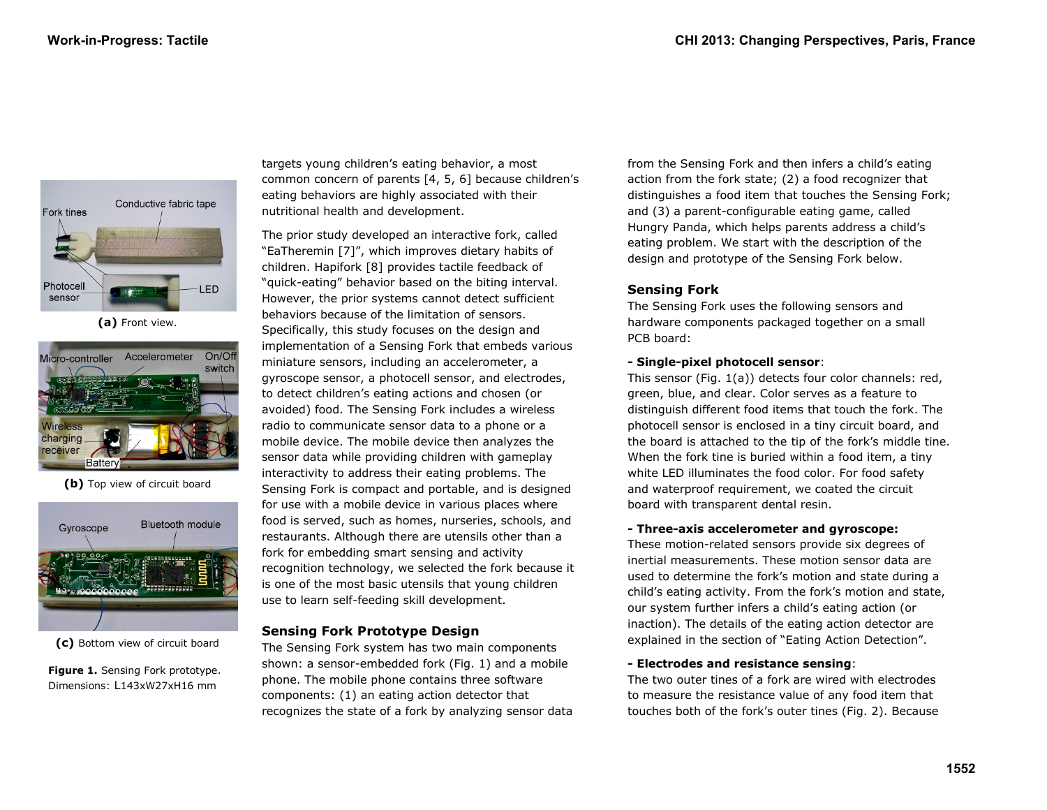**(a)** Front view.

**(b)** Top view of circuit board

**(c)** Bottom view of circuit board

**Figure 1.** Sensing Fork prototype. Dimensions: L143xW27xH16 mm

targets young children's eating behavior, a most common concern of parents [4, 5, 6] because children's eating behaviors are highly associated with their nutritional health and development.

The prior study developed an interactive fork, called "EaTheremin [7]", which improves dietary habits of children. Hapifork [8] provides tactile feedback of "quick-eating" behavior based on the biting interval. However, the prior systems cannot detect sufficient behaviors because of the limitation of sensors. Specifically, this study focuses on the design and implementation of a Sensing Fork that embeds various miniature sensors, including an accelerometer, a gyroscope sensor, a photocell sensor, and electrodes, to detect children's eating actions and chosen (or avoided) food. The Sensing Fork includes a wireless radio to communicate sensor data to a phone or a mobile device. The mobile device then analyzes the sensor data while providing children with gameplay interactivity to address their eating problems. The Sensing Fork is compact and portable, and is designed for use with a mobile device in various places where food is served, such as homes, nurseries, schools, and restaurants. Although there are utensils other than a fork for embedding smart sensing and activity recognition technology, we selected the fork because it is one of the most basic utensils that young children use to learn self-feeding skill development.

## Sensing Fork Prototype Design

The Sensing Fork system has two main components shown: a sensor-embedded fork (Fig. 1) and a mobile phone. The mobile phone contains three software components: (1) an eating action detector that recognizes the state of a fork by analyzing sensor data from the Sensing Fork and then infers a child's eating action from the fork state; (2) a food recognizer that distinguishes a food item that touches the Sensing Fork; and (3) a parent-configurable eating game, called Hungry Panda, which helps parents address a child's eating problem. We start with the description of the design and prototype of the Sensing Fork below.

## Sensing Fork

The Sensing Fork uses the following sensors and hardware components packaged together on a small PCB board:

**- Single-pixel photocell sensor**:
This sensor (Fig. 1(a)) detects four color channels: red, green, blue, and clear. Color serves as a feature to distinguish different food items that touch the fork. The photocell sensor is enclosed in a tiny circuit board, and the board is attached to the tip of the fork's middle tine. When the fork tine is buried within a food item, a tiny white LED illuminates the food color. For food safety and waterproof requirement, we coated the circuit board with transparent dental resin.

**- Three-axis accelerometer and gyroscope:**
These motion-related sensors provide six degrees of inertial measurements. These motion sensor data are used to determine the fork's motion and state during a child's eating activity. From the fork's motion and state, our system further infers a child's eating action (or inaction). The details of the eating action detector are explained in the section of "Eating Action Detection".

**- Electrodes and resistance sensing**:
The two outer tines of a fork are wired with electrodes to measure the resistance value of any food item that touches both of the fork's outer tines (Fig. 2). Because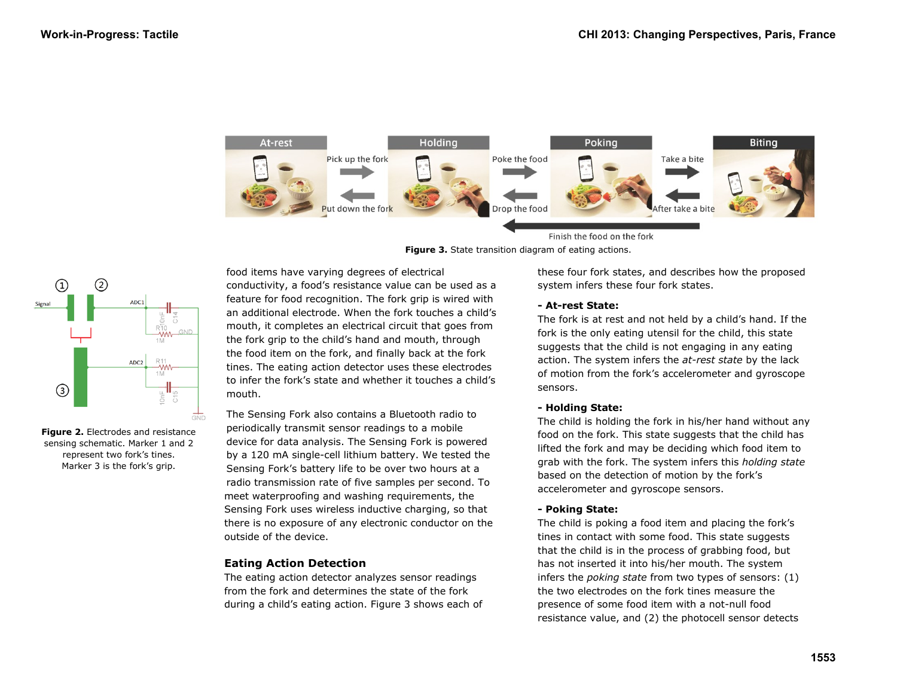Figure 3. State transition diagram of eating actions.

Figure 2. Electrodes and resistance sensing schematic. Marker 1 and 2 represent two fork's tines. Marker 3 is the fork's grip.

food items have varying degrees of electrical conductivity, a food's resistance value can be used as a feature for food recognition. The fork grip is wired with an additional electrode. When the fork touches a child's mouth, it completes an electrical circuit that goes from the fork grip to the child's hand and mouth, through the food item on the fork, and finally back at the fork tines. The eating action detector uses these electrodes to infer the fork's state and whether it touches a child's mouth.

The Sensing Fork also contains a Bluetooth radio to periodically transmit sensor readings to a mobile device for data analysis. The Sensing Fork is powered by a 120 mA single-cell lithium battery. We tested the Sensing Fork's battery life to be over two hours at a radio transmission rate of five samples per second. To meet waterproofing and washing requirements, the Sensing Fork uses wireless inductive charging, so that there is no exposure of any electronic conductor on the outside of the device.

## Eating Action Detection

The eating action detector analyzes sensor readings from the fork and determines the state of the fork during a child's eating action. Figure 3 shows each of these four fork states, and describes how the proposed system infers these four fork states.

**- At-rest State:**
The fork is at rest and not held by a child's hand. If the fork is the only eating utensil for the child, this state suggests that the child is not engaging in any eating action. The system infers the *at-rest state* by the lack of motion from the fork's accelerometer and gyroscope sensors.

**- Holding State:**
The child is holding the fork in his/her hand without any food on the fork. This state suggests that the child has lifted the fork and may be deciding which food item to grab with the fork. The system infers this *holding state* based on the detection of motion by the fork's accelerometer and gyroscope sensors.

**- Poking State:**
The child is poking a food item and placing the fork's tines in contact with some food. This state suggests that the child is in the process of grabbing food, but has not inserted it into his/her mouth. The system infers the *poking state* from two types of sensors: (1) the two electrodes on the fork tines measure the presence of some food item with a not-null food resistance value, and (2) the photocell sensor detects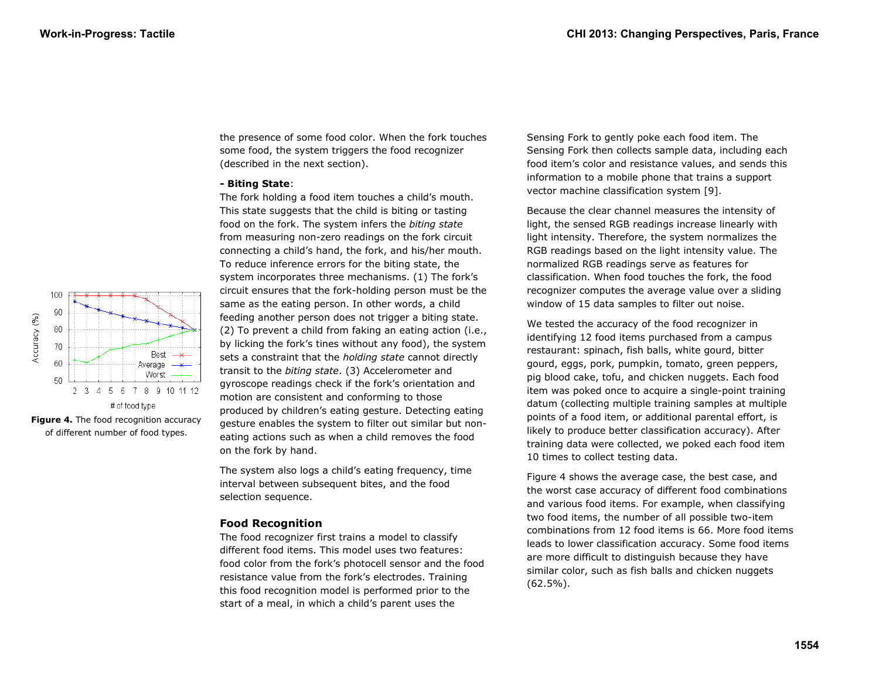the presence of some food color. When the fork touches some food, the system triggers the food recognizer (described in the next section).

**- Biting State**:
The fork holding a food item touches a child's mouth. This state suggests that the child is biting or tasting food on the fork. The system infers the *biting state* from measuring non-zero readings on the fork circuit connecting a child's hand, the fork, and his/her mouth. To reduce inference errors for the biting state, the system incorporates three mechanisms. (1) The fork's circuit ensures that the fork-holding person must be the same as the eating person. In other words, a child feeding another person does not trigger a biting state. (2) To prevent a child from faking an eating action (i.e., by licking the fork's tines without any food), the system sets a constraint that the *holding state* cannot directly transit to the *biting state*. (3) Accelerometer and gyroscope readings check if the fork's orientation and motion are consistent and conforming to those produced by children's eating gesture. Detecting eating gesture enables the system to filter out similar but non-eating actions such as when a child removes the food on the fork by hand.

The system also logs a child's eating frequency, time interval between subsequent bites, and the food selection sequence.

## Food Recognition

The food recognizer first trains a model to classify different food items. This model uses two features: food color from the fork's photocell sensor and the food resistance value from the fork's electrodes. Training this food recognition model is performed prior to the start of a meal, in which a child's parent uses the Sensing Fork to gently poke each food item. The Sensing Fork then collects sample data, including each food item's color and resistance values, and sends this information to a mobile phone that trains a support vector machine classification system [9].

Because the clear channel measures the intensity of light, the sensed RGB readings increase linearly with light intensity. Therefore, the system normalizes the RGB readings based on the light intensity value. The normalized RGB readings serve as features for classification. When food touches the fork, the food recognizer computes the average value over a sliding window of 15 data samples to filter out noise.

We tested the accuracy of the food recognizer in identifying 12 food items purchased from a campus restaurant: spinach, fish balls, white gourd, bitter gourd, eggs, pork, pumpkin, tomato, green peppers, pig blood cake, tofu, and chicken nuggets. Each food item was poked once to acquire a single-point training datum (collecting multiple training samples at multiple points of a food item, or additional parental effort, is likely to produce better classification accuracy). After training data were collected, we poked each food item 10 times to collect testing data.

Figure 4 shows the average case, the best case, and the worst case accuracy of different food combinations and various food items. For example, when classifying two food items, the number of all possible two-item combinations from 12 food items is 66. More food items leads to lower classification accuracy. Some food items are more difficult to distinguish because they have similar color, such as fish balls and chicken nuggets (62.5%).

**Figure 4.** The food recognition accuracy of different number of food types.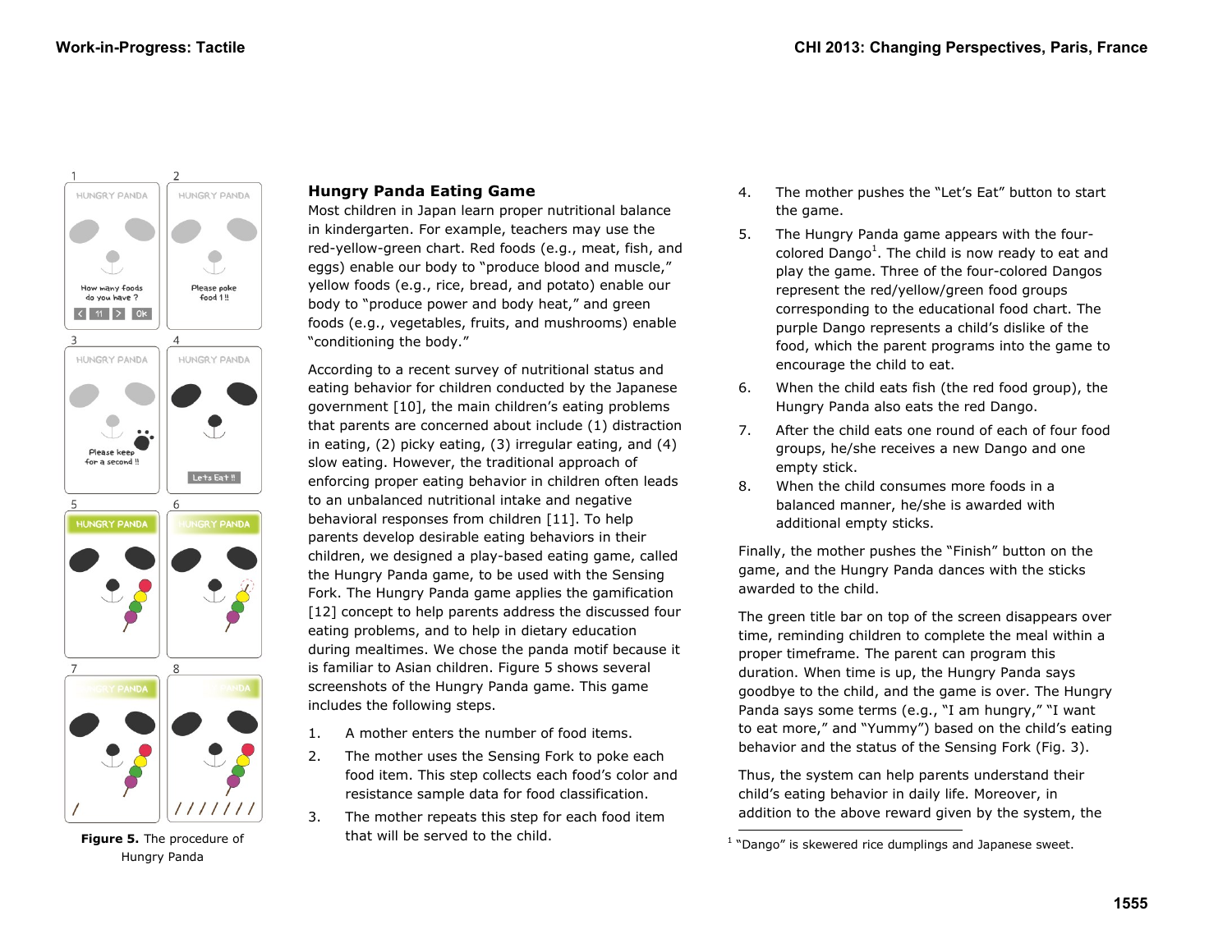Figure 5. The procedure of Hungry Panda

## Hungry Panda Eating Game

Most children in Japan learn proper nutritional balance in kindergarten. For example, teachers may use the red-yellow-green chart. Red foods (e.g., meat, fish, and eggs) enable our body to "produce blood and muscle," yellow foods (e.g., rice, bread, and potato) enable our body to "produce power and body heat," and green foods (e.g., vegetables, fruits, and mushrooms) enable "conditioning the body."

According to a recent survey of nutritional status and eating behavior for children conducted by the Japanese government [10], the main children's eating problems that parents are concerned about include (1) distraction in eating, (2) picky eating, (3) irregular eating, and (4) slow eating. However, the traditional approach of enforcing proper eating behavior in children often leads to an unbalanced nutritional intake and negative behavioral responses from children [11]. To help parents develop desirable eating behaviors in their children, we designed a play-based eating game, called the Hungry Panda game, to be used with the Sensing Fork. The Hungry Panda game applies the gamification [12] concept to help parents address the discussed four eating problems, and to help in dietary education during mealtimes. We chose the panda motif because it is familiar to Asian children. Figure 5 shows several screenshots of the Hungry Panda game. This game includes the following steps.

1. A mother enters the number of food items.
2. The mother uses the Sensing Fork to poke each food item. This step collects each food's color and resistance sample data for food classification.
3. The mother repeats this step for each food item that will be served to the child.
4. The mother pushes the "Let's Eat" button to start the game.
5. The Hungry Panda game appears with the four-colored Dango[1]. The child is now ready to eat and play the game. Three of the four-colored Dangos represent the red/yellow/green food groups corresponding to the educational food chart. The purple Dango represents a child's dislike of the food, which the parent programs into the game to encourage the child to eat.
6. When the child eats fish (the red food group), the Hungry Panda also eats the red Dango.
7. After the child eats one round of each of four food groups, he/she receives a new Dango and one empty stick.
8. When the child consumes more foods in a balanced manner, he/she is awarded with additional empty sticks.

Finally, the mother pushes the "Finish" button on the game, and the Hungry Panda dances with the sticks awarded to the child.

The green title bar on top of the screen disappears over time, reminding children to complete the meal within a proper timeframe. The parent can program this duration. When time is up, the Hungry Panda says goodbye to the child, and the game is over. The Hungry Panda says some terms (e.g., "I am hungry," "I want to eat more," and "Yummy") based on the child's eating behavior and the status of the Sensing Fork (Fig. 3).

Thus, the system can help parents understand their child's eating behavior in daily life. Moreover, in addition to the above reward given by the system, the

[1] "Dango" is skewered rice dumplings and Japanese sweet.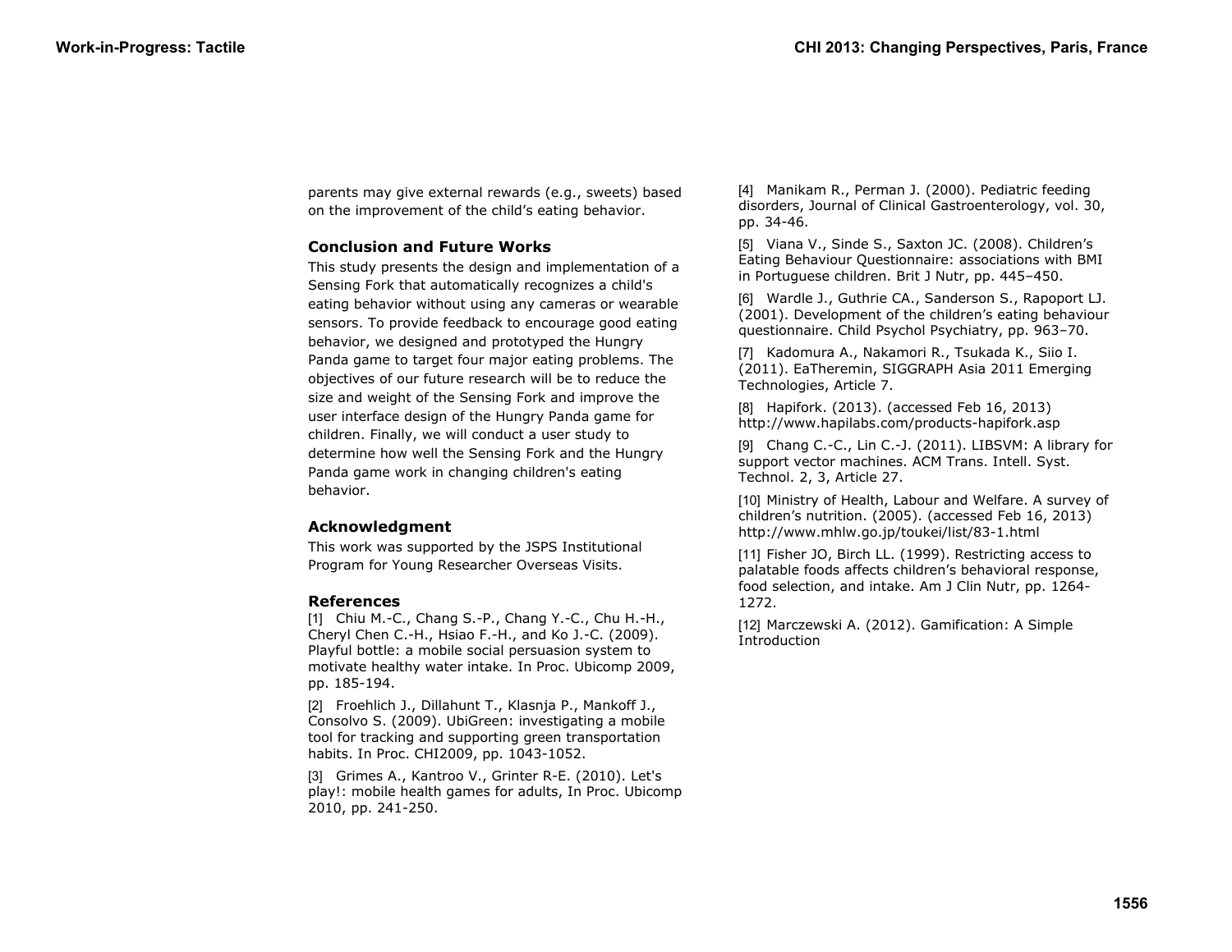parents may give external rewards (e.g., sweets) based on the improvement of the child's eating behavior.

### Conclusion and Future Works

This study presents the design and implementation of a Sensing Fork that automatically recognizes a child's eating behavior without using any cameras or wearable sensors. To provide feedback to encourage good eating behavior, we designed and prototyped the Hungry Panda game to target four major eating problems. The objectives of our future research will be to reduce the size and weight of the Sensing Fork and improve the user interface design of the Hungry Panda game for children. Finally, we will conduct a user study to determine how well the Sensing Fork and the Hungry Panda game work in changing children's eating behavior.

### Acknowledgment

This work was supported by the JSPS Institutional Program for Young Researcher Overseas Visits.

### References

[1] Chiu M.-C., Chang S.-P., Chang Y.-C., Chu H.-H., Cheryl Chen C.-H., Hsiao F.-H., and Ko J.-C. (2009). Playful bottle: a mobile social persuasion system to motivate healthy water intake. In Proc. Ubicomp 2009, pp. 185-194.

[2] Froehlich J., Dillahunt T., Klasnja P., Mankoff J., Consolvo S. (2009). UbiGreen: investigating a mobile tool for tracking and supporting green transportation habits. In Proc. CHI2009, pp. 1043-1052.

[3] Grimes A., Kantroo V., Grinter R-E. (2010). Let's play!: mobile health games for adults, In Proc. Ubicomp 2010, pp. 241-250.

[4] Manikam R., Perman J. (2000). Pediatric feeding disorders, Journal of Clinical Gastroenterology, vol. 30, pp. 34-46.

[5] Viana V., Sinde S., Saxton JC. (2008). Children's Eating Behaviour Questionnaire: associations with BMI in Portuguese children. Brit J Nutr, pp. 445–450.

[6] Wardle J., Guthrie CA., Sanderson S., Rapoport LJ. (2001). Development of the children's eating behaviour questionnaire. Child Psychol Psychiatry, pp. 963–70.

[7] Kadomura A., Nakamori R., Tsukada K., Siio I. (2011). EaTheremin, SIGGRAPH Asia 2011 Emerging Technologies, Article 7.

[8] Hapifork. (2013). (accessed Feb 16, 2013) http://www.hapilabs.com/products-hapifork.asp

[9] Chang C.-C., Lin C.-J. (2011). LIBSVM: A library for support vector machines. ACM Trans. Intell. Syst. Technol. 2, 3, Article 27.

[10] Ministry of Health, Labour and Welfare. A survey of children's nutrition. (2005). (accessed Feb 16, 2013) http://www.mhlw.go.jp/toukei/list/83-1.html

[11] Fisher JO, Birch LL. (1999). Restricting access to palatable foods affects children's behavioral response, food selection, and intake. Am J Clin Nutr, pp. 1264-1272.

[12] Marczewski A. (2012). Gamification: A Simple Introduction